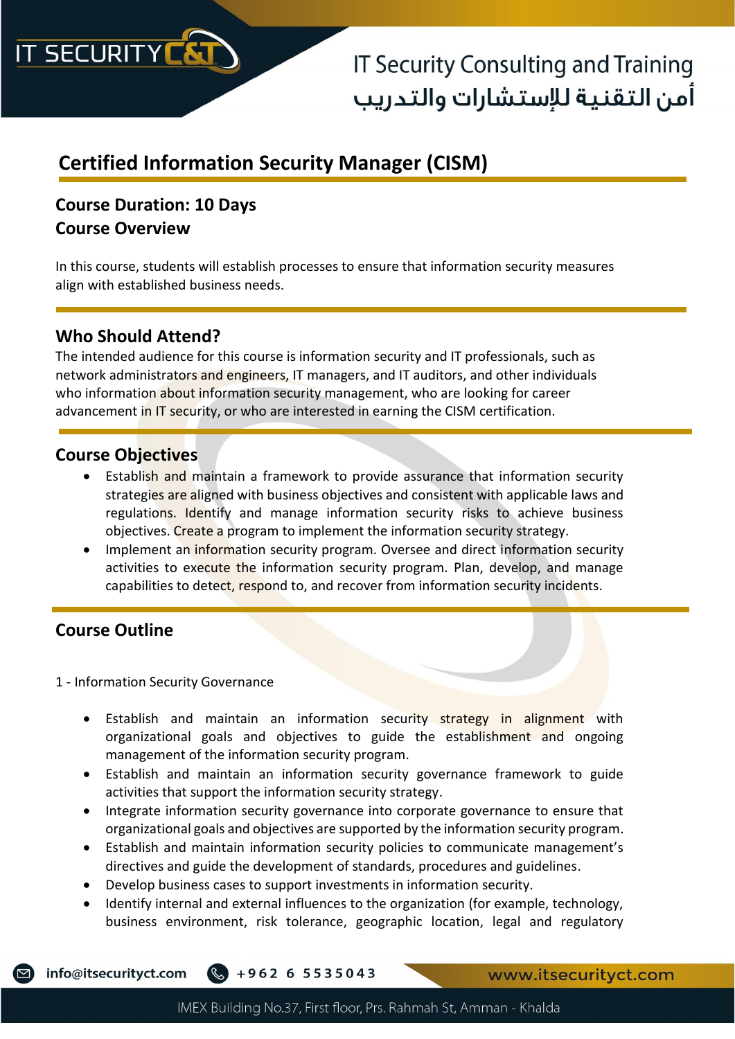# Certified Information Security Manager (CISM)

**Course Duration: 10 Days**

**Course Overview**

In this course, students will establish processes to ensure that information security measures align with established business needs.

## Who Should Attend?

The intended audience for this course is information security and IT professionals, such as network administrators and engineers, IT managers, and IT auditors, and other individuals who information about information security management, who are looking for career advancement in IT security, or who are interested in earning the CISM certification.

## Course Objectives

- Establish and maintain a framework to provide assurance that information security strategies are aligned with business objectives and consistent with applicable laws and regulations. Identify and manage information security risks to achieve business objectives. Create a program to implement the information security strategy.
- Implement an information security program. Oversee and direct information security activities to execute the information security program. Plan, develop, and manage capabilities to detect, respond to, and recover from information security incidents.

## Course Outline

1 - Information Security Governance

- Establish and maintain an information security strategy in alignment with organizational goals and objectives to guide the establishment and ongoing management of the information security program.
- Establish and maintain an information security governance framework to guide activities that support the information security strategy.
- Integrate information security governance into corporate governance to ensure that organizational goals and objectives are supported by the information security program.
- Establish and maintain information security policies to communicate management's directives and guide the development of standards, procedures and guidelines.
- Develop business cases to support investments in information security.
- Identify internal and external influences to the organization (for example, technology, business environment, risk tolerance, geographic location, legal and regulatory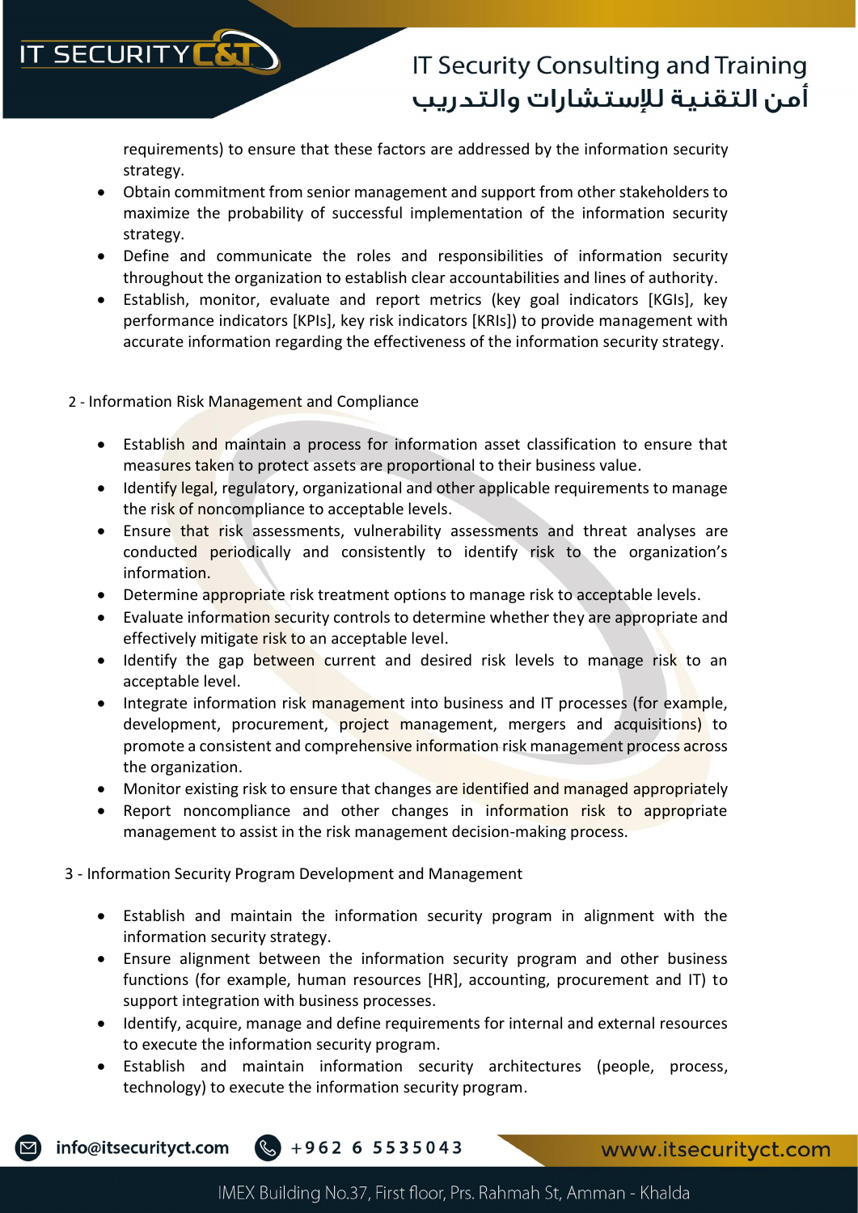requirements) to ensure that these factors are addressed by the information security strategy.

- Obtain commitment from senior management and support from other stakeholders to maximize the probability of successful implementation of the information security strategy.
- Define and communicate the roles and responsibilities of information security throughout the organization to establish clear accountabilities and lines of authority.
- Establish, monitor, evaluate and report metrics (key goal indicators [KGIs], key performance indicators [KPIs], key risk indicators [KRIs]) to provide management with accurate information regarding the effectiveness of the information security strategy.

2 - Information Risk Management and Compliance

- Establish and maintain a process for information asset classification to ensure that measures taken to protect assets are proportional to their business value.
- Identify legal, regulatory, organizational and other applicable requirements to manage the risk of noncompliance to acceptable levels.
- Ensure that risk assessments, vulnerability assessments and threat analyses are conducted periodically and consistently to identify risk to the organization's information.
- Determine appropriate risk treatment options to manage risk to acceptable levels.
- Evaluate information security controls to determine whether they are appropriate and effectively mitigate risk to an acceptable level.
- Identify the gap between current and desired risk levels to manage risk to an acceptable level.
- Integrate information risk management into business and IT processes (for example, development, procurement, project management, mergers and acquisitions) to promote a consistent and comprehensive information risk management process across the organization.
- Monitor existing risk to ensure that changes are identified and managed appropriately
- Report noncompliance and other changes in information risk to appropriate management to assist in the risk management decision-making process.

3 - Information Security Program Development and Management

- Establish and maintain the information security program in alignment with the information security strategy.
- Ensure alignment between the information security program and other business functions (for example, human resources [HR], accounting, procurement and IT) to support integration with business processes.
- Identify, acquire, manage and define requirements for internal and external resources to execute the information security program.
- Establish and maintain information security architectures (people, process, technology) to execute the information security program.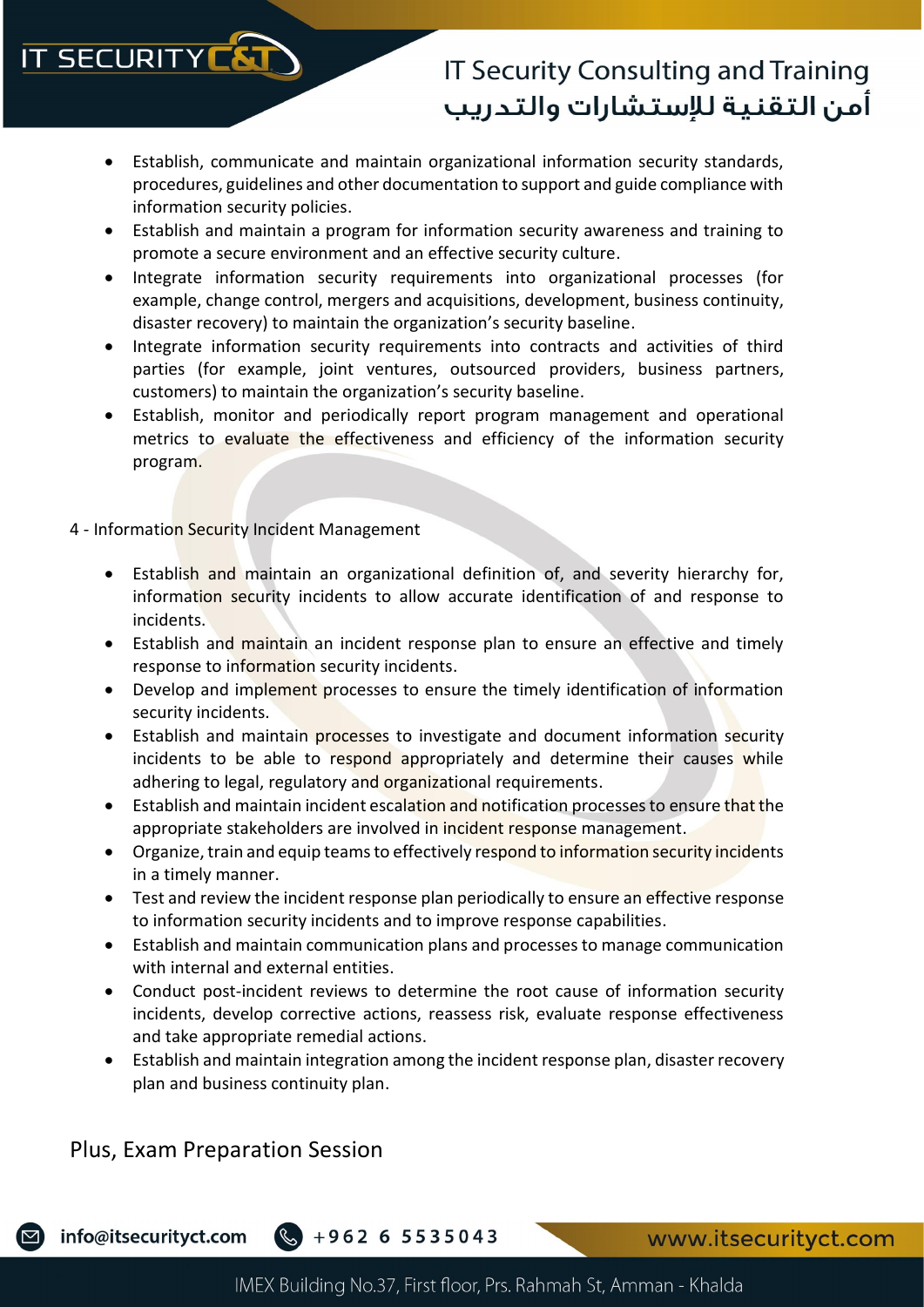- Establish, communicate and maintain organizational information security standards, procedures, guidelines and other documentation to support and guide compliance with information security policies.
- Establish and maintain a program for information security awareness and training to promote a secure environment and an effective security culture.
- Integrate information security requirements into organizational processes (for example, change control, mergers and acquisitions, development, business continuity, disaster recovery) to maintain the organization's security baseline.
- Integrate information security requirements into contracts and activities of third parties (for example, joint ventures, outsourced providers, business partners, customers) to maintain the organization's security baseline.
- Establish, monitor and periodically report program management and operational metrics to evaluate the effectiveness and efficiency of the information security program.

4 - Information Security Incident Management

- Establish and maintain an organizational definition of, and severity hierarchy for, information security incidents to allow accurate identification of and response to incidents.
- Establish and maintain an incident response plan to ensure an effective and timely response to information security incidents.
- Develop and implement processes to ensure the timely identification of information security incidents.
- Establish and maintain processes to investigate and document information security incidents to be able to respond appropriately and determine their causes while adhering to legal, regulatory and organizational requirements.
- Establish and maintain incident escalation and notification processes to ensure that the appropriate stakeholders are involved in incident response management.
- Organize, train and equip teams to effectively respond to information security incidents in a timely manner.
- Test and review the incident response plan periodically to ensure an effective response to information security incidents and to improve response capabilities.
- Establish and maintain communication plans and processes to manage communication with internal and external entities.
- Conduct post-incident reviews to determine the root cause of information security incidents, develop corrective actions, reassess risk, evaluate response effectiveness and take appropriate remedial actions.
- Establish and maintain integration among the incident response plan, disaster recovery plan and business continuity plan.

## Plus, Exam Preparation Session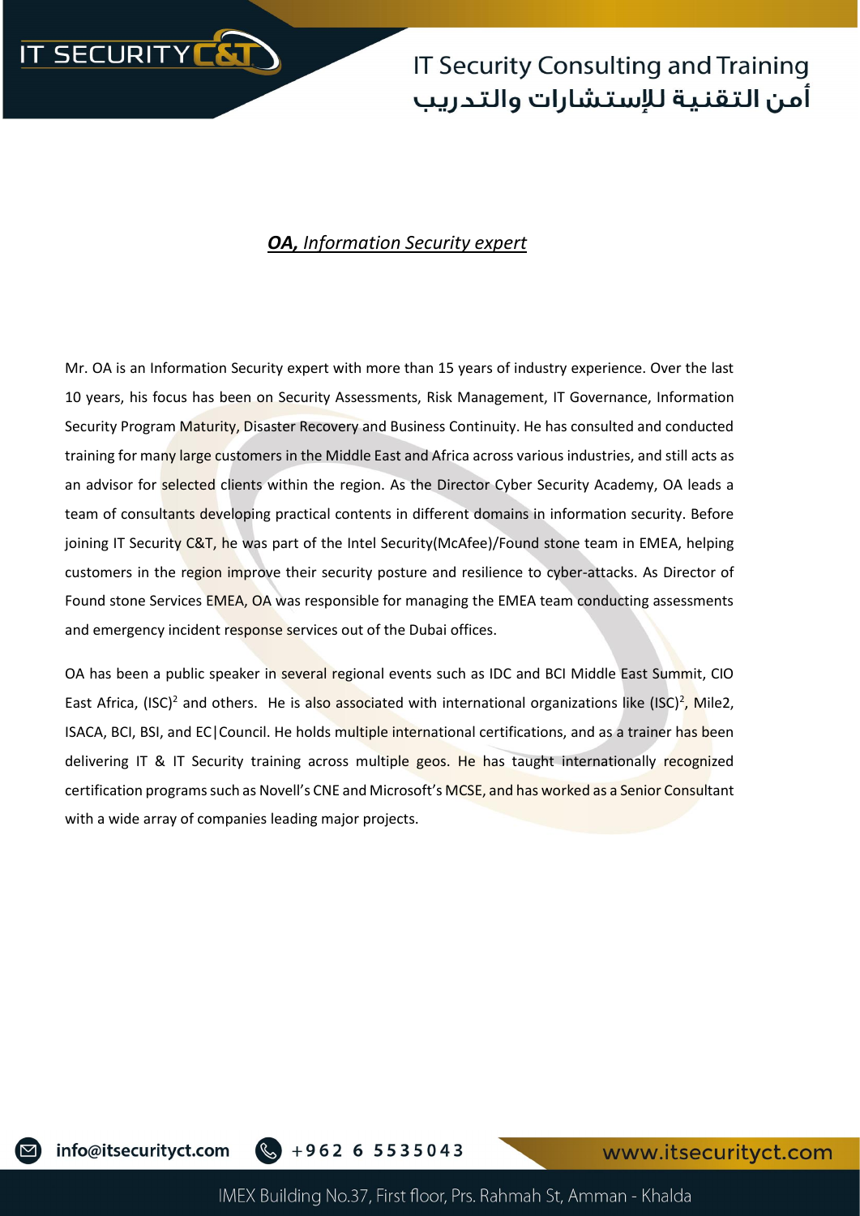***OA,*** *Information Security expert*

Mr. OA is an Information Security expert with more than 15 years of industry experience. Over the last 10 years, his focus has been on Security Assessments, Risk Management, IT Governance, Information Security Program Maturity, Disaster Recovery and Business Continuity. He has consulted and conducted training for many large customers in the Middle East and Africa across various industries, and still acts as an advisor for selected clients within the region. As the Director Cyber Security Academy, OA leads a team of consultants developing practical contents in different domains in information security. Before joining IT Security C&T, he was part of the Intel Security(McAfee)/Found stone team in EMEA, helping customers in the region improve their security posture and resilience to cyber-attacks. As Director of Found stone Services EMEA, OA was responsible for managing the EMEA team conducting assessments and emergency incident response services out of the Dubai offices.

OA has been a public speaker in several regional events such as IDC and BCI Middle East Summit, CIO East Africa, $(ISC)^2$ and others. He is also associated with international organizations like $(ISC)^2$, Mile2, ISACA, BCI, BSI, and EC|Council. He holds multiple international certifications, and as a trainer has been delivering IT & IT Security training across multiple geos. He has taught internationally recognized certification programs such as Novell's CNE and Microsoft's MCSE, and has worked as a Senior Consultant with a wide array of companies leading major projects.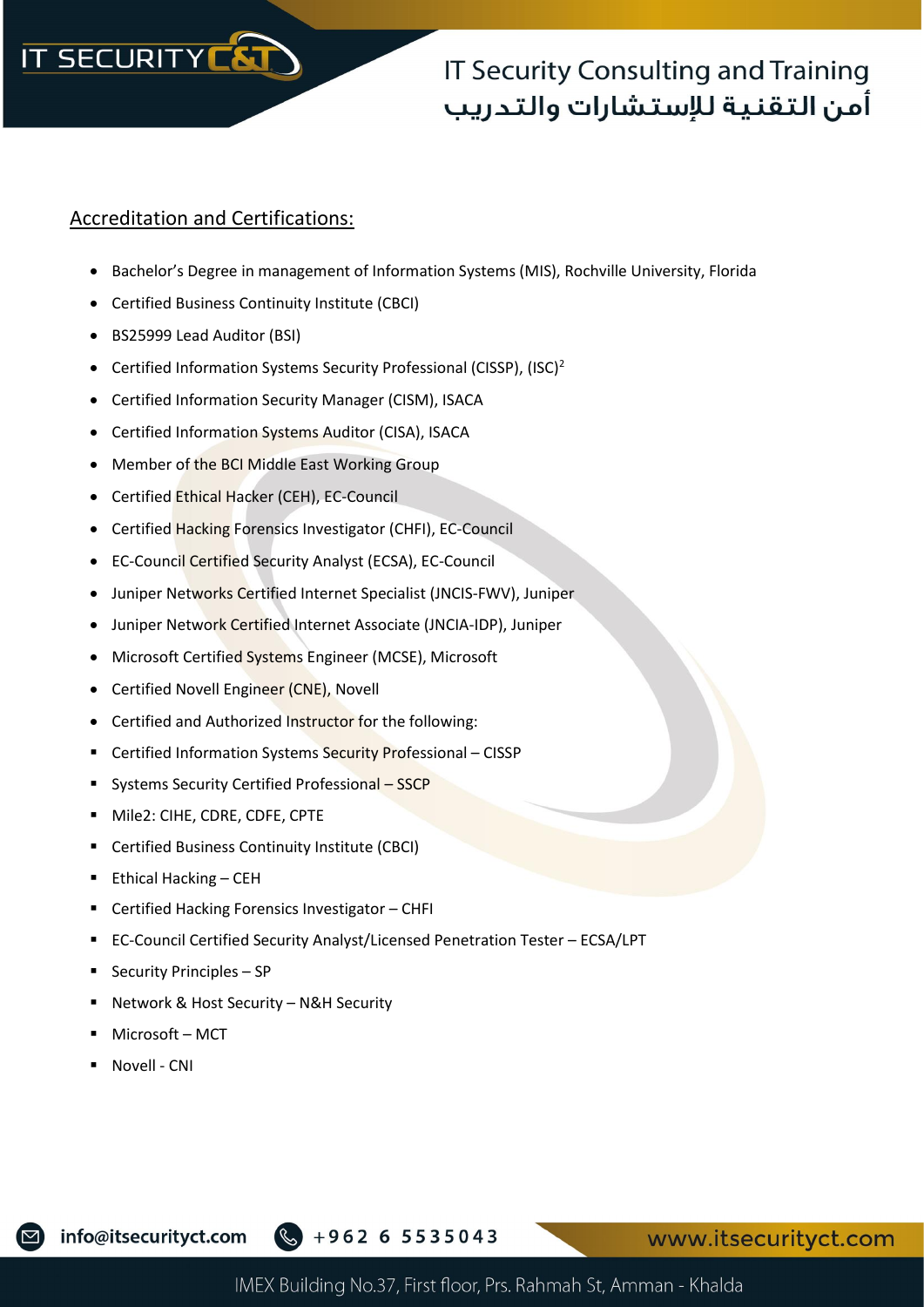## Accreditation and Certifications:

- Bachelor's Degree in management of Information Systems (MIS), Rochville University, Florida
- Certified Business Continuity Institute (CBCI)
- BS25999 Lead Auditor (BSI)
- Certified Information Systems Security Professional (CISSP), (ISC)²
- Certified Information Security Manager (CISM), ISACA
- Certified Information Systems Auditor (CISA), ISACA
- Member of the BCI Middle East Working Group
- Certified Ethical Hacker (CEH), EC-Council
- Certified Hacking Forensics Investigator (CHFI), EC-Council
- EC-Council Certified Security Analyst (ECSA), EC-Council
- Juniper Networks Certified Internet Specialist (JNCIS-FWV), Juniper
- Juniper Network Certified Internet Associate (JNCIA-IDP), Juniper
- Microsoft Certified Systems Engineer (MCSE), Microsoft
- Certified Novell Engineer (CNE), Novell
- Certified and Authorized Instructor for the following:
  - Certified Information Systems Security Professional – CISSP
  - Systems Security Certified Professional – SSCP
  - Mile2: CIHE, CDRE, CDFE, CPTE
  - Certified Business Continuity Institute (CBCI)
  - Ethical Hacking – CEH
  - Certified Hacking Forensics Investigator – CHFI
  - EC-Council Certified Security Analyst/Licensed Penetration Tester – ECSA/LPT
  - Security Principles – SP
  - Network & Host Security – N&H Security
  - Microsoft – MCT
  - Novell - CNI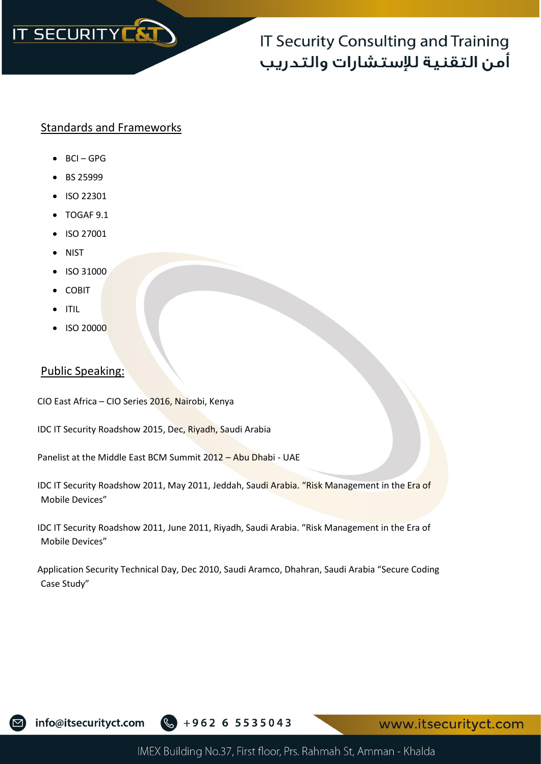## Standards and Frameworks

- BCI – GPG
- BS 25999
- ISO 22301
- TOGAF 9.1
- ISO 27001
- NIST
- ISO 31000
- COBIT
- ITIL
- ISO 20000

## Public Speaking:

CIO East Africa – CIO Series 2016, Nairobi, Kenya

IDC IT Security Roadshow 2015, Dec, Riyadh, Saudi Arabia

Panelist at the Middle East BCM Summit 2012 – Abu Dhabi - UAE

IDC IT Security Roadshow 2011, May 2011, Jeddah, Saudi Arabia. "Risk Management in the Era of Mobile Devices"

IDC IT Security Roadshow 2011, June 2011, Riyadh, Saudi Arabia. "Risk Management in the Era of Mobile Devices"

Application Security Technical Day, Dec 2010, Saudi Aramco, Dhahran, Saudi Arabia "Secure Coding Case Study"